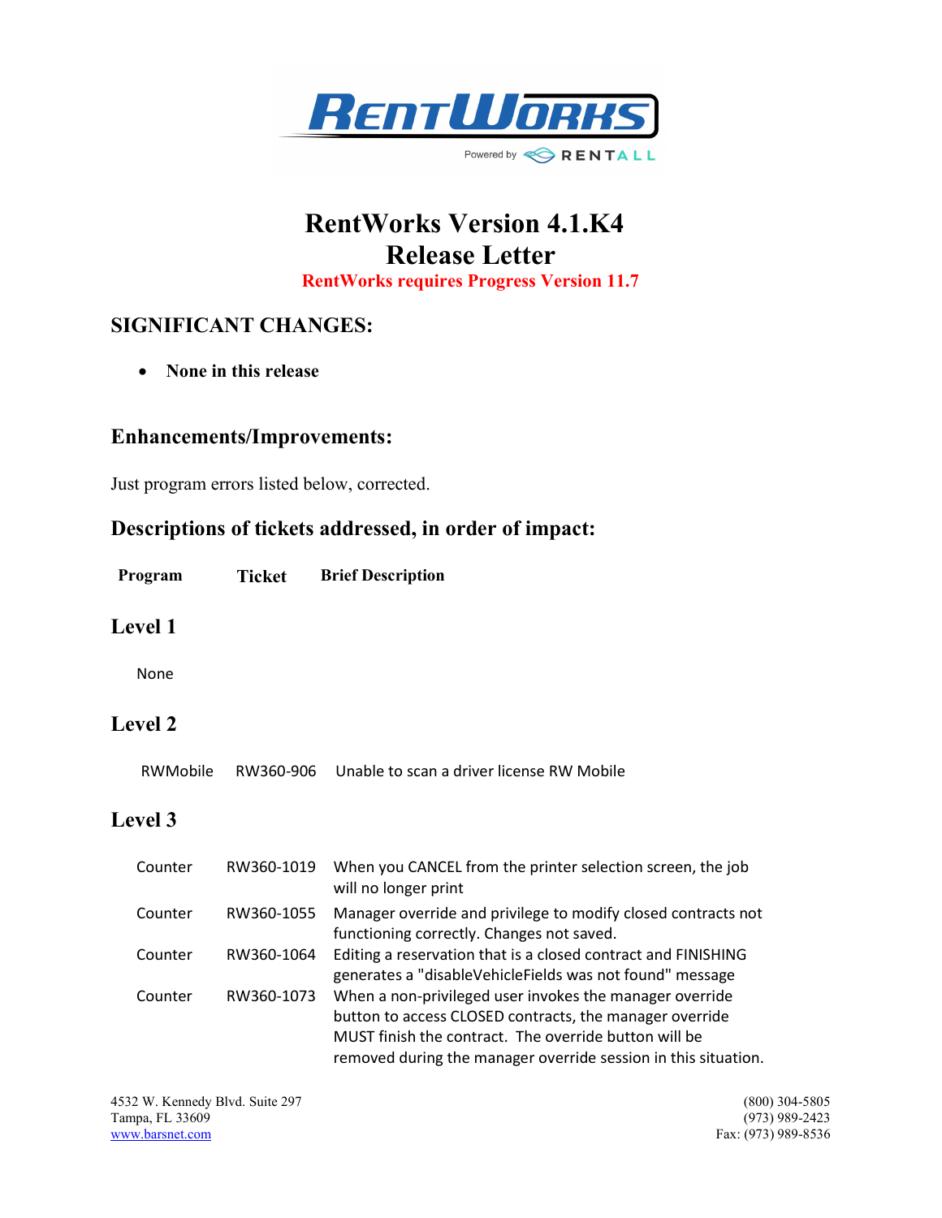# RentWorks Version 4.1.K4
# Release Letter

**RentWorks requires Progress Version 11.7**

## SIGNIFICANT CHANGES:

- **None in this release**

## Enhancements/Improvements:

Just program errors listed below, corrected.

## Descriptions of tickets addressed, in order of impact:

| Program | Ticket | Brief Description |
|---|---|---|

### Level 1

None

### Level 2

| Program | Ticket | Brief Description |
|---|---|---|
| RWMobile | RW360-906 | Unable to scan a driver license RW Mobile |

### Level 3

| Program | Ticket | Brief Description |
|---|---|---|
| Counter | RW360-1019 | When you CANCEL from the printer selection screen, the job will no longer print |
| Counter | RW360-1055 | Manager override and privilege to modify closed contracts not functioning correctly. Changes not saved. |
| Counter | RW360-1064 | Editing a reservation that is a closed contract and FINISHING generates a "disableVehicleFields was not found" message |
| Counter | RW360-1073 | When a non-privileged user invokes the manager override button to access CLOSED contracts, the manager override MUST finish the contract. The override button will be removed during the manager override session in this situation. |

4532 W. Kennedy Blvd. Suite 297
Tampa, FL 33609
www.barsnet.com

(800) 304-5805
(973) 989-2423
Fax: (973) 989-8536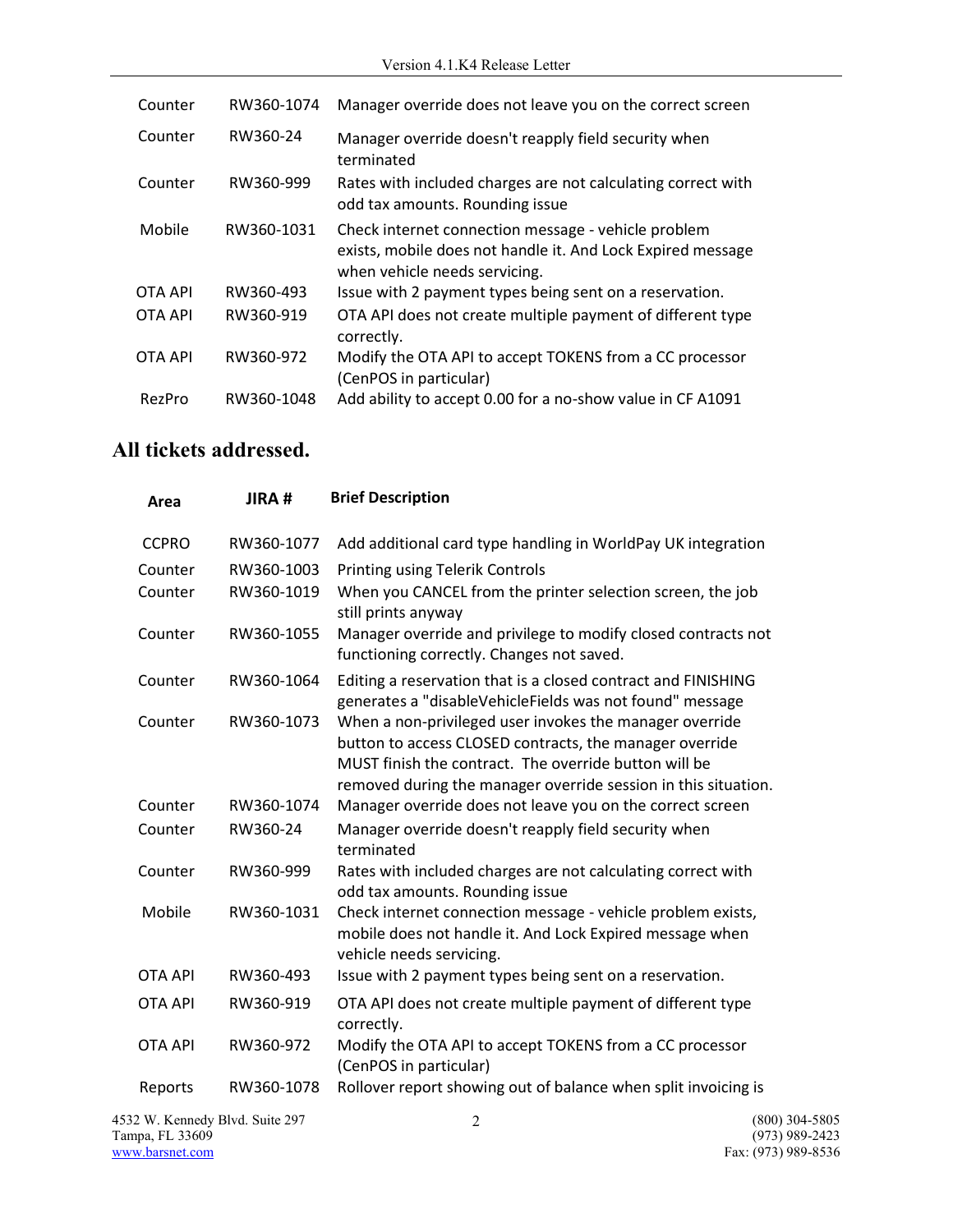| | | |
|---|---|---|
| Counter | RW360-1074 | Manager override does not leave you on the correct screen |
| Counter | RW360-24 | Manager override doesn't reapply field security when terminated |
| Counter | RW360-999 | Rates with included charges are not calculating correct with odd tax amounts. Rounding issue |
| Mobile | RW360-1031 | Check internet connection message - vehicle problem exists, mobile does not handle it. And Lock Expired message when vehicle needs servicing. |
| OTA API | RW360-493 | Issue with 2 payment types being sent on a reservation. |
| OTA API | RW360-919 | OTA API does not create multiple payment of different type correctly. |
| OTA API | RW360-972 | Modify the OTA API to accept TOKENS from a CC processor (CenPOS in particular) |
| RezPro | RW360-1048 | Add ability to accept 0.00 for a no-show value in CF A1091 |

## All tickets addressed.

| Area | JIRA # | Brief Description |
|---|---|---|
| CCPRO | RW360-1077 | Add additional card type handling in WorldPay UK integration |
| Counter | RW360-1003 | Printing using Telerik Controls |
| Counter | RW360-1019 | When you CANCEL from the printer selection screen, the job still prints anyway |
| Counter | RW360-1055 | Manager override and privilege to modify closed contracts not functioning correctly. Changes not saved. |
| Counter | RW360-1064 | Editing a reservation that is a closed contract and FINISHING generates a "disableVehicleFields was not found" message |
| Counter | RW360-1073 | When a non-privileged user invokes the manager override button to access CLOSED contracts, the manager override MUST finish the contract. The override button will be removed during the manager override session in this situation. |
| Counter | RW360-1074 | Manager override does not leave you on the correct screen |
| Counter | RW360-24 | Manager override doesn't reapply field security when terminated |
| Counter | RW360-999 | Rates with included charges are not calculating correct with odd tax amounts. Rounding issue |
| Mobile | RW360-1031 | Check internet connection message - vehicle problem exists, mobile does not handle it. And Lock Expired message when vehicle needs servicing. |
| OTA API | RW360-493 | Issue with 2 payment types being sent on a reservation. |
| OTA API | RW360-919 | OTA API does not create multiple payment of different type correctly. |
| OTA API | RW360-972 | Modify the OTA API to accept TOKENS from a CC processor (CenPOS in particular) |
| Reports | RW360-1078 | Rollover report showing out of balance when split invoicing is |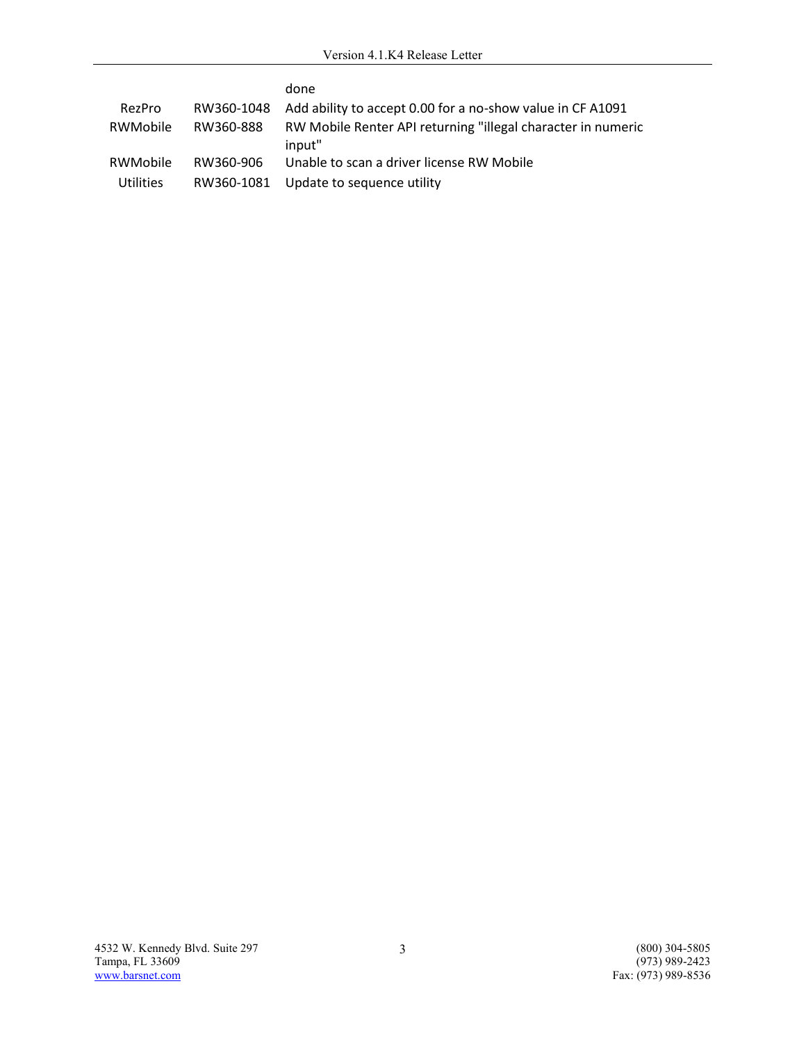| | | |
|---|---|---|
| | | done |
| RezPro | RW360-1048 | Add ability to accept 0.00 for a no-show value in CF A1091 |
| RWMobile | RW360-888 | RW Mobile Renter API returning "illegal character in numeric input" |
| RWMobile | RW360-906 | Unable to scan a driver license RW Mobile |
| Utilities | RW360-1081 | Update to sequence utility |

4532 W. Kennedy Blvd. Suite 297
Tampa, FL 33609
www.barsnet.com

(800) 304-5805
(973) 989-2423
Fax: (973) 989-8536